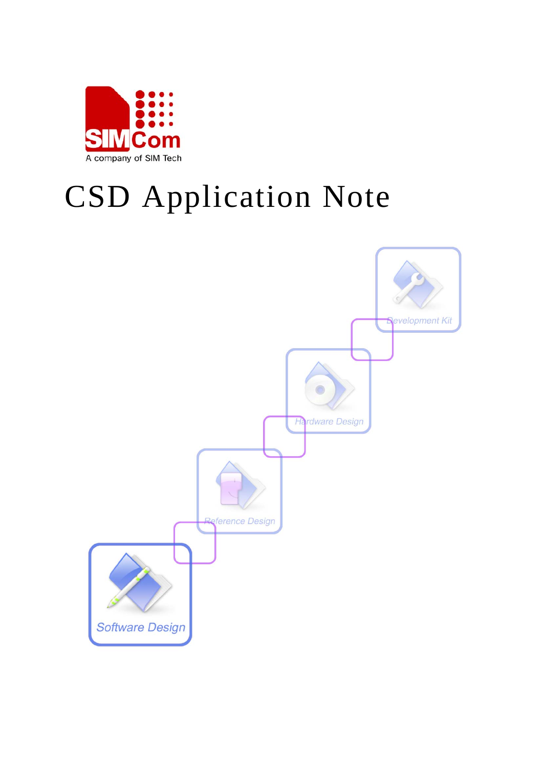SIMCom

A company of SIM Tech

# CSD Application Note

Development Kit

Hardware Design

Reference Design

Software Design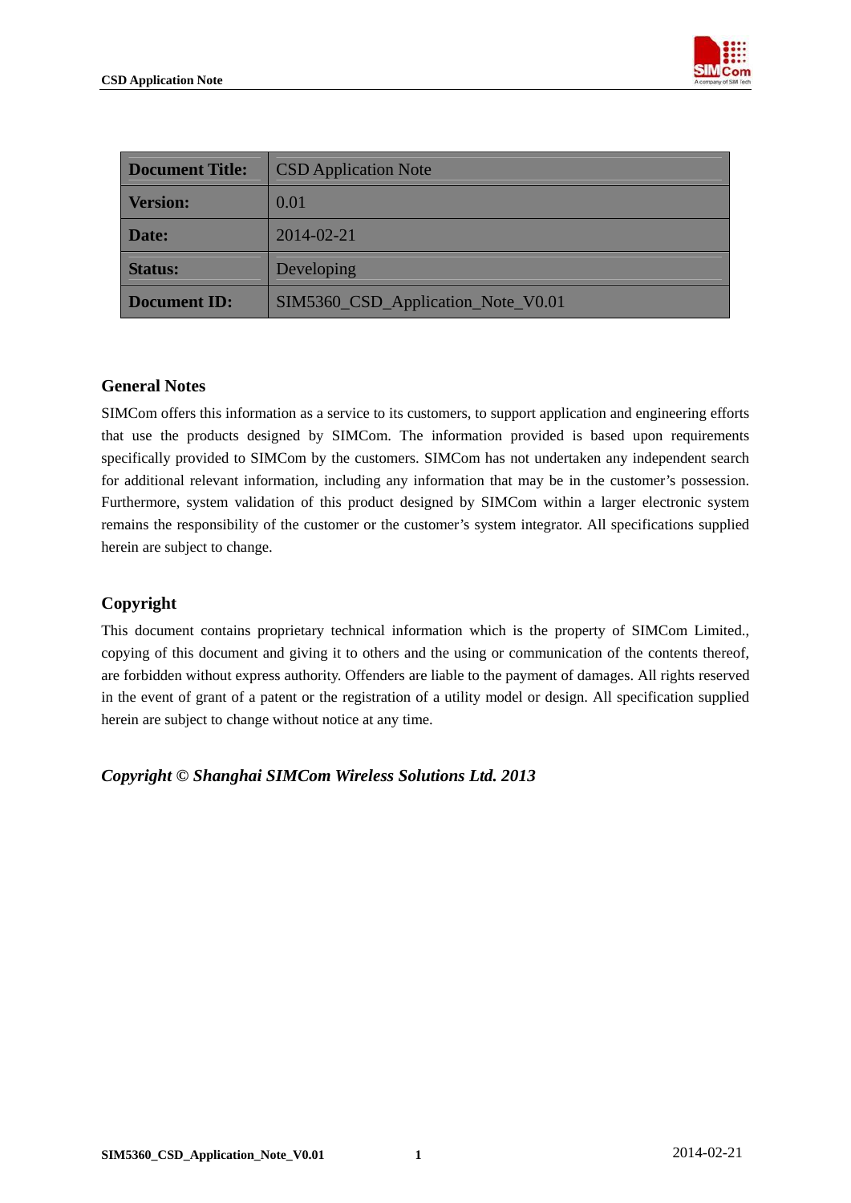| Document Title: | CSD Application Note |
|---|---|
| Version: | 0.01 |
| Date: | 2014-02-21 |
| Status: | Developing |
| Document ID: | SIM5360_CSD_Application_Note_V0.01 |

## General Notes

SIMCom offers this information as a service to its customers, to support application and engineering efforts that use the products designed by SIMCom. The information provided is based upon requirements specifically provided to SIMCom by the customers. SIMCom has not undertaken any independent search for additional relevant information, including any information that may be in the customer's possession. Furthermore, system validation of this product designed by SIMCom within a larger electronic system remains the responsibility of the customer or the customer's system integrator. All specifications supplied herein are subject to change.

## Copyright

This document contains proprietary technical information which is the property of SIMCom Limited., copying of this document and giving it to others and the using or communication of the contents thereof, are forbidden without express authority. Offenders are liable to the payment of damages. All rights reserved in the event of grant of a patent or the registration of a utility model or design. All specification supplied herein are subject to change without notice at any time.

***Copyright © Shanghai SIMCom Wireless Solutions Ltd. 2013***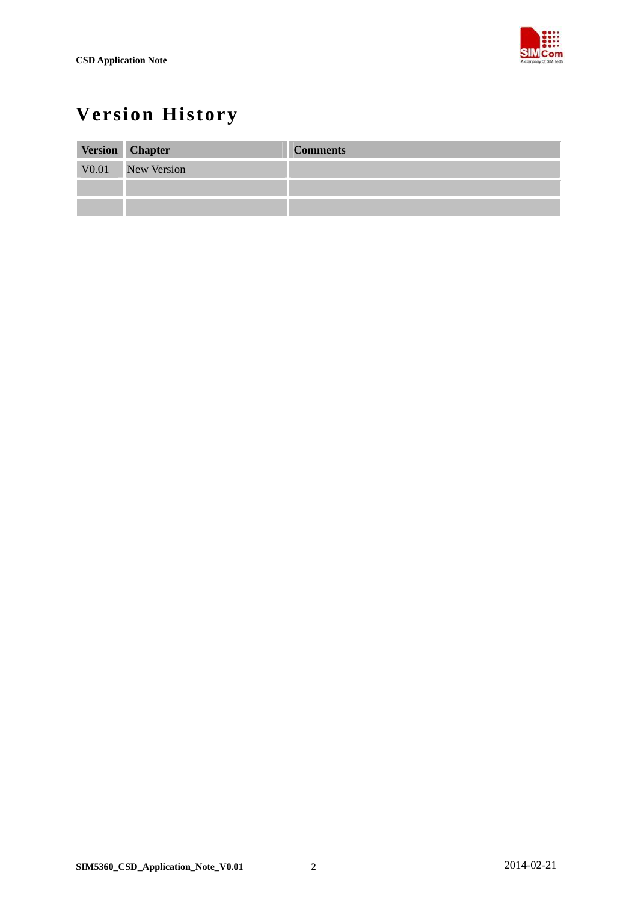# Version History

| Version | Chapter | Comments |
| --- | --- | --- |
| V0.01 | New Version | |
| | | |
| | | |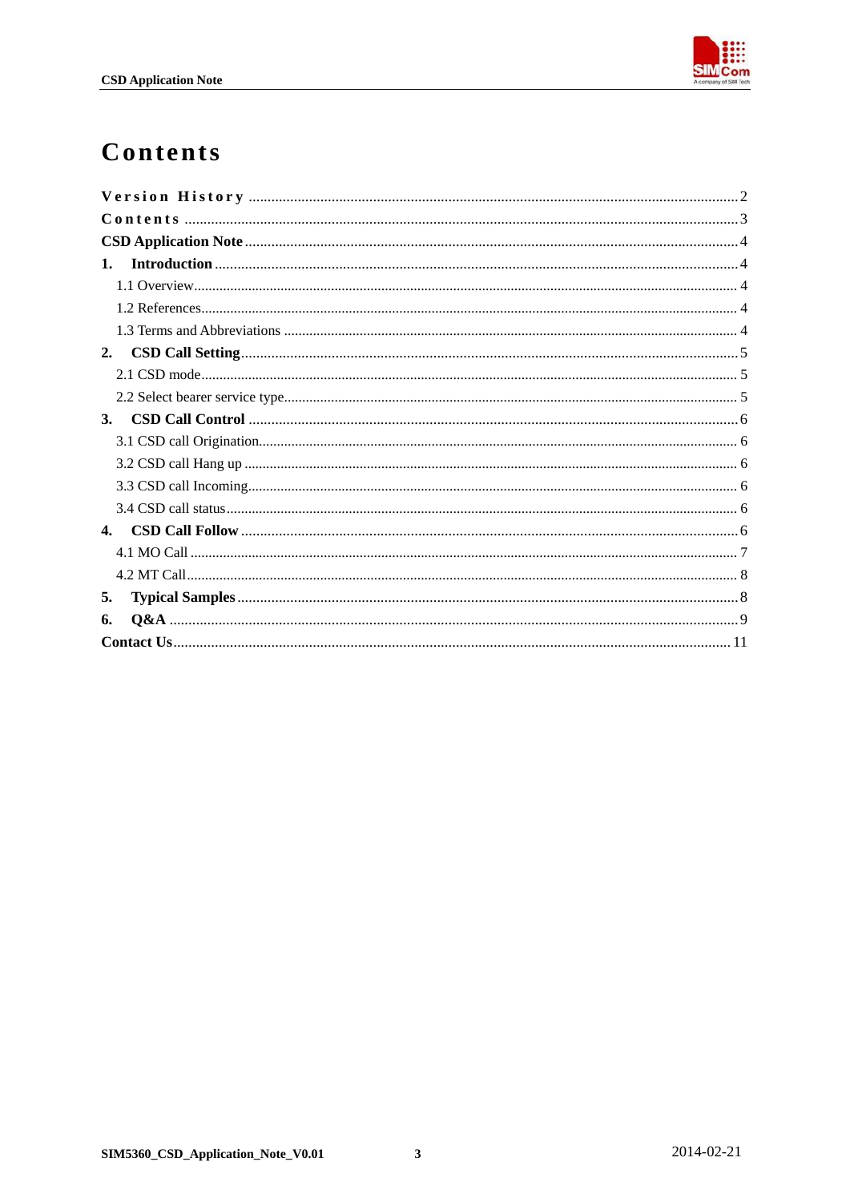# Contents

Version History ........................................................................................................ 2

Contents ........................................................................................................ 3

**CSD Application Note** ........................................................................................................ 4

**1. Introduction** ........................................................................................................ 4

- 1.1 Overview ........................................................................................................ 4
- 1.2 References ........................................................................................................ 4
- 1.3 Terms and Abbreviations ........................................................................................................ 4

**2. CSD Call Setting** ........................................................................................................ 5

- 2.1 CSD mode ........................................................................................................ 5
- 2.2 Select bearer service type ........................................................................................................ 5

**3. CSD Call Control** ........................................................................................................ 6

- 3.1 CSD call Origination ........................................................................................................ 6
- 3.2 CSD call Hang up ........................................................................................................ 6
- 3.3 CSD call Incoming ........................................................................................................ 6
- 3.4 CSD call status ........................................................................................................ 6

**4. CSD Call Follow** ........................................................................................................ 6

- 4.1 MO Call ........................................................................................................ 7
- 4.2 MT Call ........................................................................................................ 8

**5. Typical Samples** ........................................................................................................ 8

**6. Q&A** ........................................................................................................ 9

**Contact Us** ........................................................................................................ 11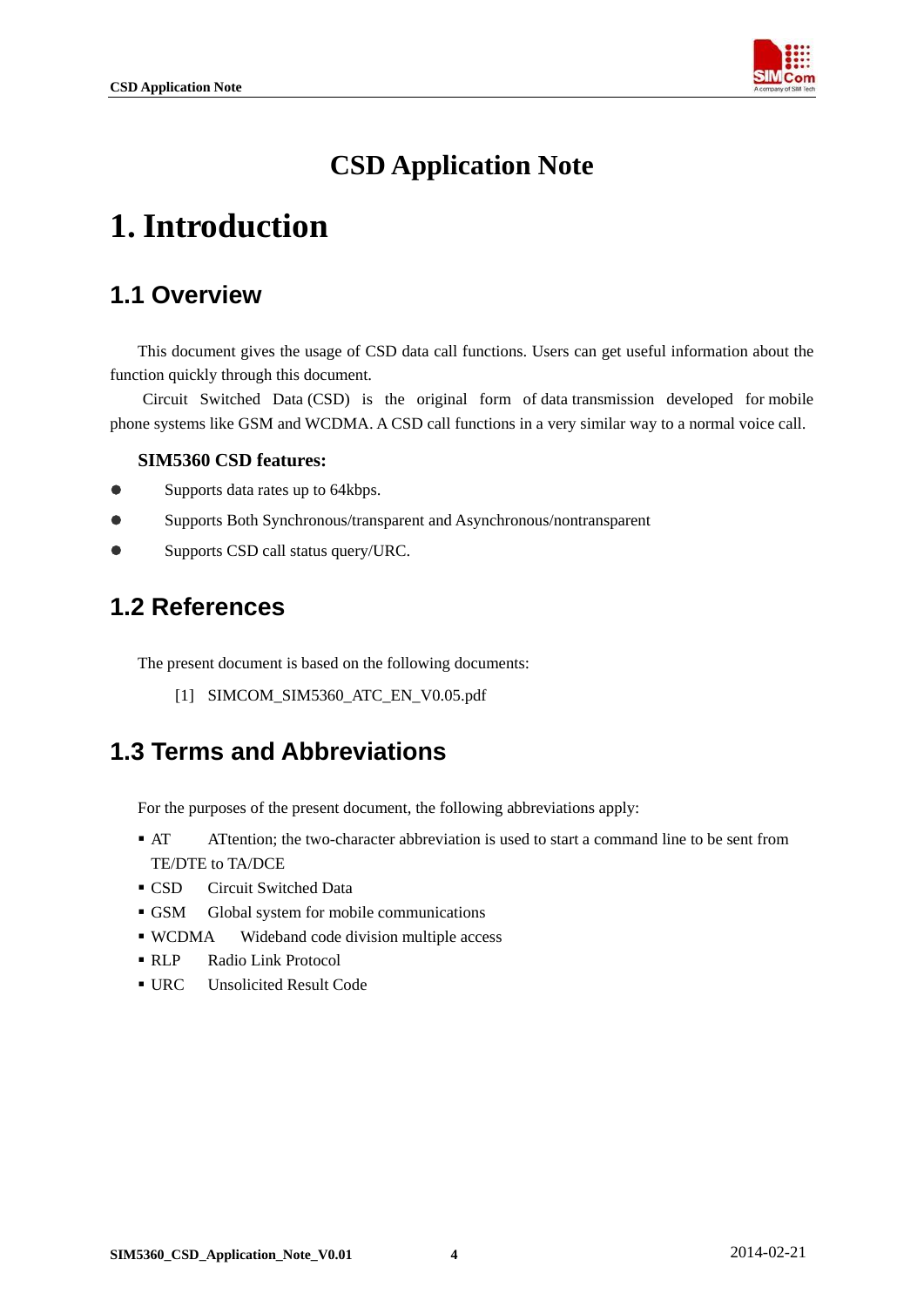# CSD Application Note

# 1. Introduction

## 1.1 Overview

This document gives the usage of CSD data call functions. Users can get useful information about the function quickly through this document.

Circuit Switched Data (CSD) is the original form of data transmission developed for mobile phone systems like GSM and WCDMA. A CSD call functions in a very similar way to a normal voice call.

**SIM5360 CSD features:**

- Supports data rates up to 64kbps.
- Supports Both Synchronous/transparent and Asynchronous/nontransparent
- Supports CSD call status query/URC.

## 1.2 References

The present document is based on the following documents:

[1] SIMCOM_SIM5360_ATC_EN_V0.05.pdf

## 1.3 Terms and Abbreviations

For the purposes of the present document, the following abbreviations apply:

- AT ATtention; the two-character abbreviation is used to start a command line to be sent from TE/DTE to TA/DCE
- CSD Circuit Switched Data
- GSM Global system for mobile communications
- WCDMA Wideband code division multiple access
- RLP Radio Link Protocol
- URC Unsolicited Result Code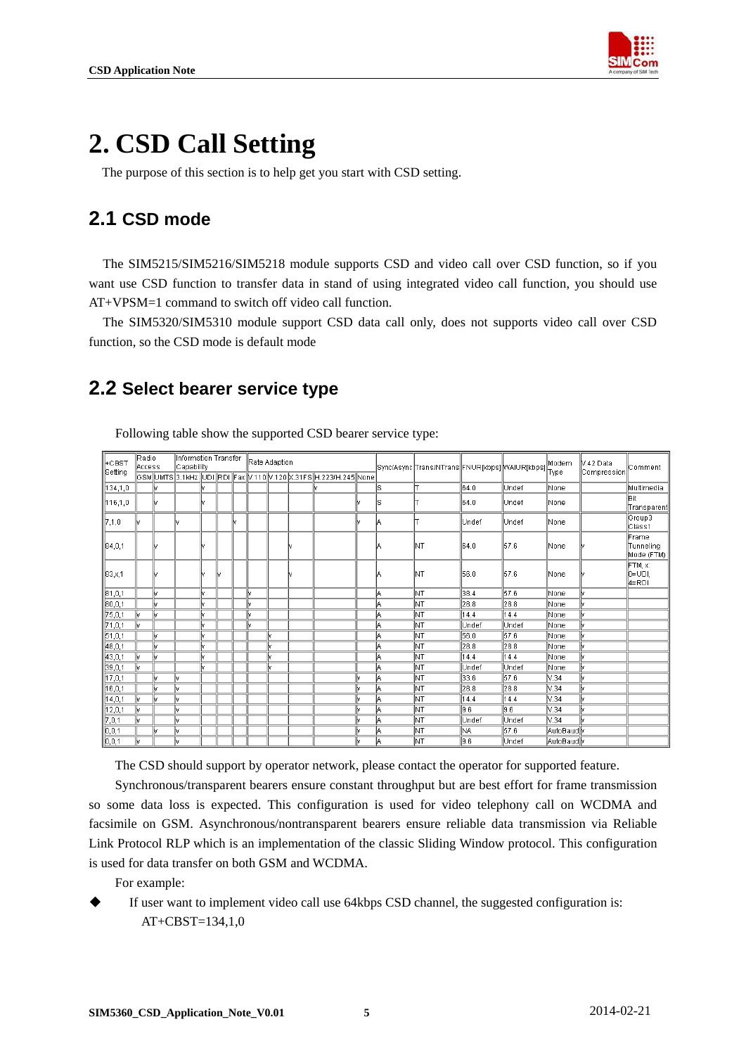# 2. CSD Call Setting

The purpose of this section is to help get you start with CSD setting.

## 2.1 CSD mode

The SIM5215/SIM5216/SIM5218 module supports CSD and video call over CSD function, so if you want use CSD function to transfer data in stand of using integrated video call function, you should use AT+VPSM=1 command to switch off video call function.

The SIM5320/SIM5310 module support CSD data call only, does not supports video call over CSD function, so the CSD mode is default mode

## 2.2 Select bearer service type

Following table show the supported CSD bearer service type:

| +CBST Setting | Radio Access | | Information Transfer Capability | | | | Rate Adaption | | | | | Sync/Async | Trans/NTrans | FNUR[kbps] | WAIUR[kbps] | Modem Type | V.42 Data Compression | Comment |
|---|---|---|---|---|---|---|---|---|---|---|---|---|---|---|---|---|---|---|
| | GSM | UMTS | 3.1kHz | UDI | RDI | Fax | V.110 | V.120 | X.31FS | H.223/H.245 | None | | | | | | | |
| 134,1,0 | | v | | v | | | | | | v | | S | T | 64.0 | Undef | None | | Multimedia |
| 116,1,0 | | v | | v | | | | | | | v | S | T | 64.0 | Undef | None | | Bit Transparent |
| 7,1,0 | v | | v | | | v | | | | | v | A | T | Undef | Undef | None | | Group3 Class1 |
| 84,0,1 | | v | | v | | | | | v | | | A | NT | 64.0 | 57.6 | None | v | Frame Tunneling Mode (FTM) |
| 83,x,1 | | v | | v | v | | | | v | | | A | NT | 56.0 | 57.6 | None | v | FTM, x 0=UDI, 4=RDI |
| 81,0,1 | | v | | v | | | v | | | | | A | NT | 38.4 | 57.6 | None | v | |
| 80,0,1 | | v | | v | | | v | | | | | A | NT | 28.8 | 28.8 | None | v | |
| 75,0,1 | v | v | | v | | | v | | | | | A | NT | 14.4 | 14.4 | None | v | |
| 71,0,1 | v | | | v | | | v | | | | | A | NT | Undef | Undef | None | v | |
| 51,0,1 | | v | | v | | | | v | | | | A | NT | 56.0 | 57.6 | None | v | |
| 48,0,1 | | v | | v | | | | v | | | | A | NT | 28.8 | 28.8 | None | v | |
| 43,0,1 | v | v | | v | | | | v | | | | A | NT | 14.4 | 14.4 | None | v | |
| 39,0,1 | v | | | v | | | | v | | | | A | NT | Undef | Undef | None | v | |
| 17,0,1 | | v | v | | | | | | | | v | A | NT | 33.6 | 57.6 | V.34 | v | |
| 16,0,1 | | v | v | | | | | | | | v | A | NT | 28.8 | 28.8 | V.34 | v | |
| 14,0,1 | v | v | v | | | | | | | | v | A | NT | 14.4 | 14.4 | V.34 | v | |
| 12,0,1 | v | | v | | | | | | | | v | A | NT | 9.6 | 9.6 | V.34 | v | |
| 7,0,1 | v | | v | | | | | | | | v | A | NT | Undef | Undef | V.34 | v | |
| 0,0,1 | | v | v | | | | | | | | v | A | NT | NA | 57.6 | AutoBaud | v | |
| 0,0,1 | v | | v | | | | | | | | v | A | NT | 9.6 | Undef | AutoBaud | v | |

The CSD should support by operator network, please contact the operator for supported feature.

Synchronous/transparent bearers ensure constant throughput but are best effort for frame transmission so some data loss is expected. This configuration is used for video telephony call on WCDMA and facsimile on GSM. Asynchronous/nontransparent bearers ensure reliable data transmission via Reliable Link Protocol RLP which is an implementation of the classic Sliding Window protocol. This configuration is used for data transfer on both GSM and WCDMA.

For example:

- If user want to implement video call use 64kbps CSD channel, the suggested configuration is:
  AT+CBST=134,1,0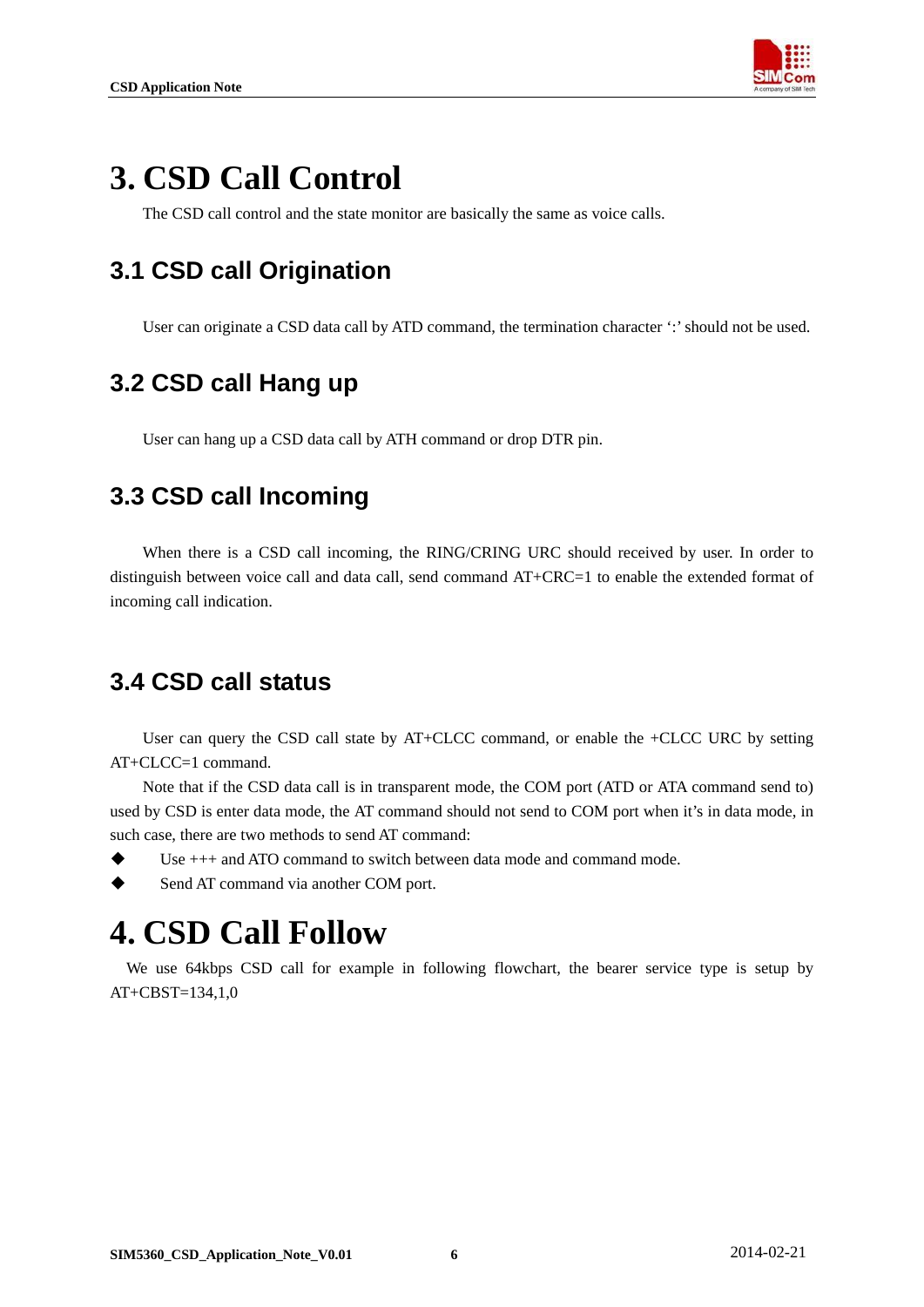# 3. CSD Call Control

The CSD call control and the state monitor are basically the same as voice calls.

## 3.1 CSD call Origination

User can originate a CSD data call by ATD command, the termination character ';' should not be used.

## 3.2 CSD call Hang up

User can hang up a CSD data call by ATH command or drop DTR pin.

## 3.3 CSD call Incoming

When there is a CSD call incoming, the RING/CRING URC should received by user. In order to distinguish between voice call and data call, send command AT+CRC=1 to enable the extended format of incoming call indication.

## 3.4 CSD call status

User can query the CSD call state by AT+CLCC command, or enable the +CLCC URC by setting AT+CLCC=1 command.

Note that if the CSD data call is in transparent mode, the COM port (ATD or ATA command send to) used by CSD is enter data mode, the AT command should not send to COM port when it's in data mode, in such case, there are two methods to send AT command:

- Use +++ and ATO command to switch between data mode and command mode.
- Send AT command via another COM port.

# 4. CSD Call Follow

We use 64kbps CSD call for example in following flowchart, the bearer service type is setup by AT+CBST=134,1,0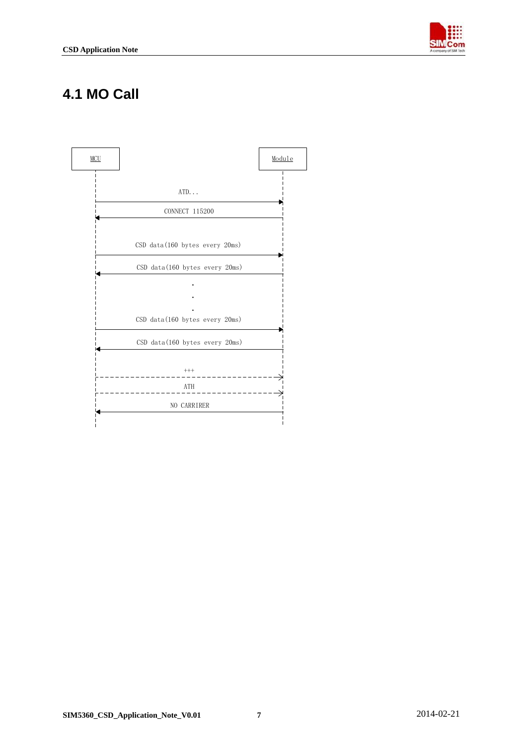# 4.1 MO Call

MCU | Module

ATD...

CONNECT 115200

CSD data(160 bytes every 20ms)

CSD data(160 bytes every 20ms)

.
.
.

CSD data(160 bytes every 20ms)

CSD data(160 bytes every 20ms)

+++

ATH

NO CARRIRER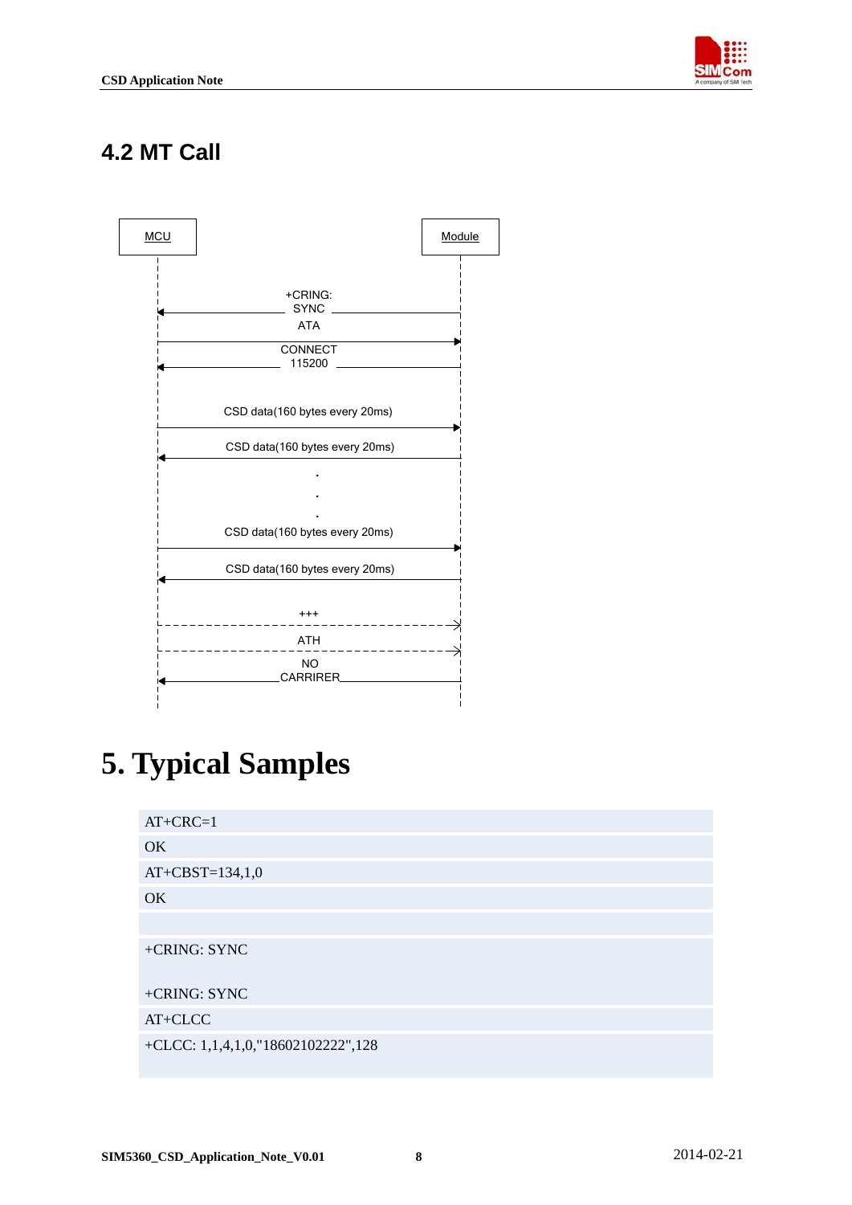## 4.2 MT Call

MCU | Module

+CRING: SYNC

ATA

CONNECT 115200

CSD data(160 bytes every 20ms)

CSD data(160 bytes every 20ms)

.

.

.

CSD data(160 bytes every 20ms)

CSD data(160 bytes every 20ms)

+++

ATH

NO CARRIRER

# 5. Typical Samples

```
AT+CRC=1
OK
AT+CBST=134,1,0
OK

+CRING: SYNC

+CRING: SYNC
AT+CLCC
+CLCC: 1,1,4,1,0,"18602102222",128
```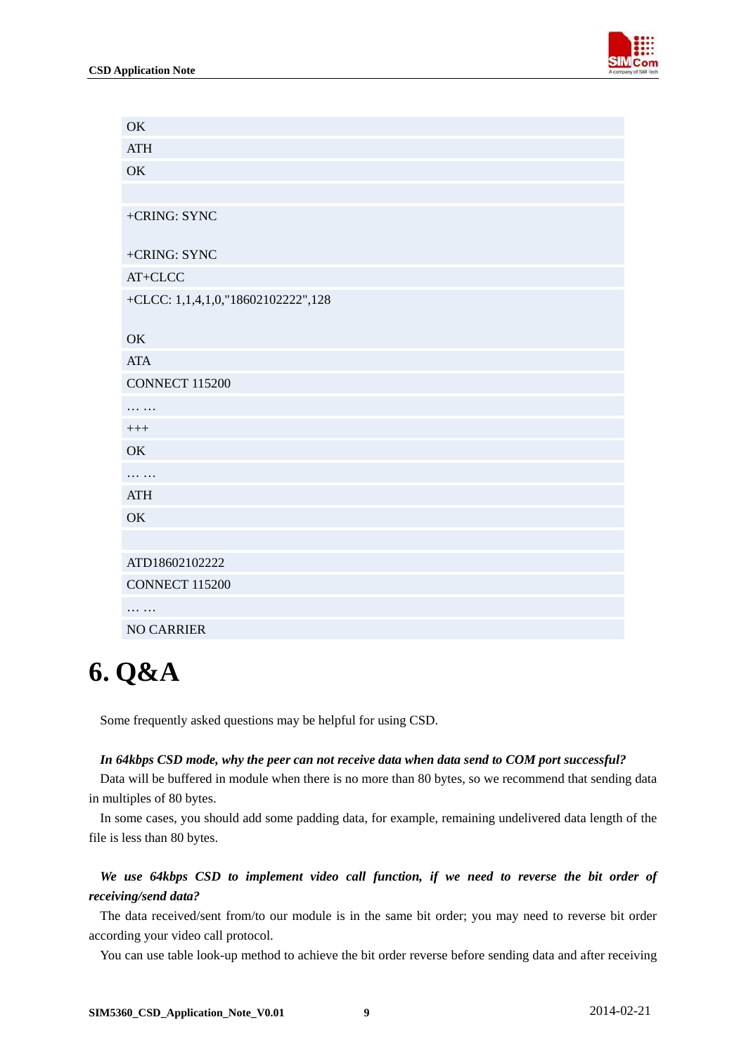```
OK
ATH
OK

+CRING: SYNC

+CRING: SYNC
AT+CLCC
+CLCC: 1,1,4,1,0,"18602102222",128

OK
ATA
CONNECT 115200
… …
+++
OK
… …
ATH
OK

ATD18602102222
CONNECT 115200
… …
NO CARRIER
```

# 6. Q&A

Some frequently asked questions may be helpful for using CSD.

***In 64kbps CSD mode, why the peer can not receive data when data send to COM port successful?***

Data will be buffered in module when there is no more than 80 bytes, so we recommend that sending data in multiples of 80 bytes.

In some cases, you should add some padding data, for example, remaining undelivered data length of the file is less than 80 bytes.

***We use 64kbps CSD to implement video call function, if we need to reverse the bit order of receiving/send data?***

The data received/sent from/to our module is in the same bit order; you may need to reverse bit order according your video call protocol.

You can use table look-up method to achieve the bit order reverse before sending data and after receiving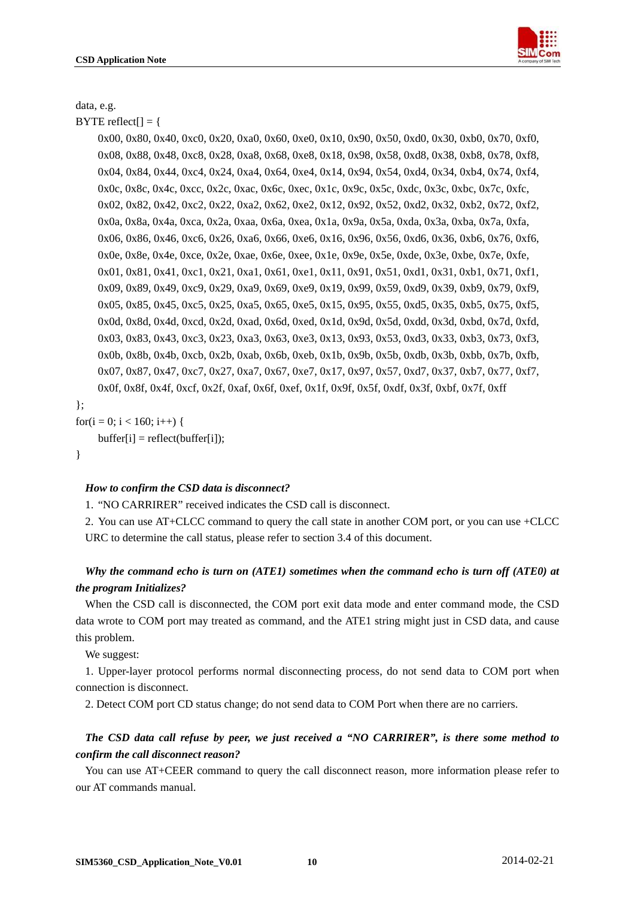data, e.g.

```
BYTE reflect[] = {
    0x00, 0x80, 0x40, 0xc0, 0x20, 0xa0, 0x60, 0xe0, 0x10, 0x90, 0x50, 0xd0, 0x30, 0xb0, 0x70, 0xf0,
    0x08, 0x88, 0x48, 0xc8, 0x28, 0xa8, 0x68, 0xe8, 0x18, 0x98, 0x58, 0xd8, 0x38, 0xb8, 0x78, 0xf8,
    0x04, 0x84, 0x44, 0xc4, 0x24, 0xa4, 0x64, 0xe4, 0x14, 0x94, 0x54, 0xd4, 0x34, 0xb4, 0x74, 0xf4,
    0x0c, 0x8c, 0x4c, 0xcc, 0x2c, 0xac, 0x6c, 0xec, 0x1c, 0x9c, 0x5c, 0xdc, 0x3c, 0xbc, 0x7c, 0xfc,
    0x02, 0x82, 0x42, 0xc2, 0x22, 0xa2, 0x62, 0xe2, 0x12, 0x92, 0x52, 0xd2, 0x32, 0xb2, 0x72, 0xf2,
    0x0a, 0x8a, 0x4a, 0xca, 0x2a, 0xaa, 0x6a, 0xea, 0x1a, 0x9a, 0x5a, 0xda, 0x3a, 0xba, 0x7a, 0xfa,
    0x06, 0x86, 0x46, 0xc6, 0x26, 0xa6, 0x66, 0xe6, 0x16, 0x96, 0x56, 0xd6, 0x36, 0xb6, 0x76, 0xf6,
    0x0e, 0x8e, 0x4e, 0xce, 0x2e, 0xae, 0x6e, 0xee, 0x1e, 0x9e, 0x5e, 0xde, 0x3e, 0xbe, 0x7e, 0xfe,
    0x01, 0x81, 0x41, 0xc1, 0x21, 0xa1, 0x61, 0xe1, 0x11, 0x91, 0x51, 0xd1, 0x31, 0xb1, 0x71, 0xf1,
    0x09, 0x89, 0x49, 0xc9, 0x29, 0xa9, 0x69, 0xe9, 0x19, 0x99, 0x59, 0xd9, 0x39, 0xb9, 0x79, 0xf9,
    0x05, 0x85, 0x45, 0xc5, 0x25, 0xa5, 0x65, 0xe5, 0x15, 0x95, 0x55, 0xd5, 0x35, 0xb5, 0x75, 0xf5,
    0x0d, 0x8d, 0x4d, 0xcd, 0x2d, 0xad, 0x6d, 0xed, 0x1d, 0x9d, 0x5d, 0xdd, 0x3d, 0xbd, 0x7d, 0xfd,
    0x03, 0x83, 0x43, 0xc3, 0x23, 0xa3, 0x63, 0xe3, 0x13, 0x93, 0x53, 0xd3, 0x33, 0xb3, 0x73, 0xf3,
    0x0b, 0x8b, 0x4b, 0xcb, 0x2b, 0xab, 0x6b, 0xeb, 0x1b, 0x9b, 0x5b, 0xdb, 0x3b, 0xbb, 0x7b, 0xfb,
    0x07, 0x87, 0x47, 0xc7, 0x27, 0xa7, 0x67, 0xe7, 0x17, 0x97, 0x57, 0xd7, 0x37, 0xb7, 0x77, 0xf7,
    0x0f, 0x8f, 0x4f, 0xcf, 0x2f, 0xaf, 0x6f, 0xef, 0x1f, 0x9f, 0x5f, 0xdf, 0x3f, 0xbf, 0x7f, 0xff
};
for(i = 0; i < 160; i++) {
    buffer[i] = reflect(buffer[i]);
}
```

***How to confirm the CSD data is disconnect?***

1. "NO CARRIRER" received indicates the CSD call is disconnect.
2. You can use AT+CLCC command to query the call state in another COM port, or you can use +CLCC URC to determine the call status, please refer to section 3.4 of this document.

***Why the command echo is turn on (ATE1) sometimes when the command echo is turn off (ATE0) at the program Initializes?***

When the CSD call is disconnected, the COM port exit data mode and enter command mode, the CSD data wrote to COM port may treated as command, and the ATE1 string might just in CSD data, and cause this problem.

We suggest:

1. Upper-layer protocol performs normal disconnecting process, do not send data to COM port when connection is disconnect.
2. Detect COM port CD status change; do not send data to COM Port when there are no carriers.

***The CSD data call refuse by peer, we just received a "NO CARRIRER", is there some method to confirm the call disconnect reason?***

You can use AT+CEER command to query the call disconnect reason, more information please refer to our AT commands manual.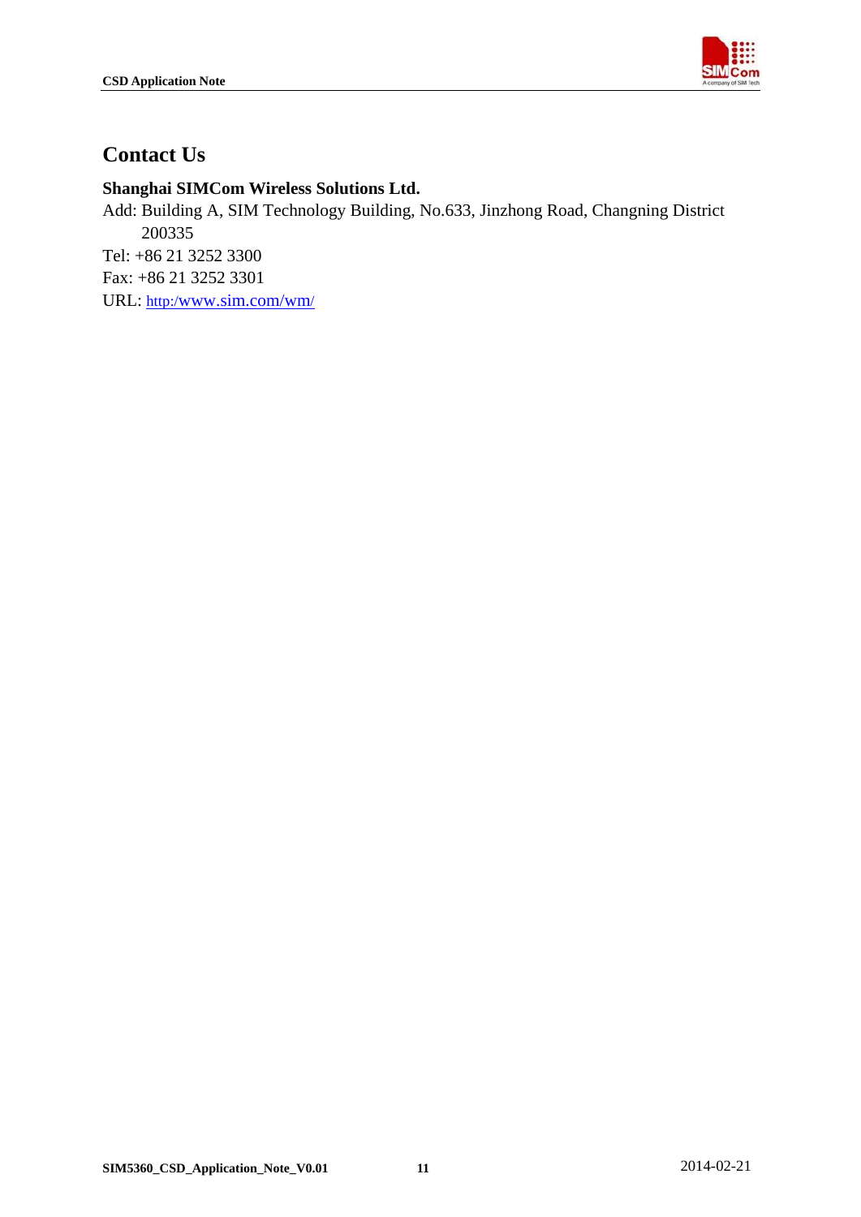## Contact Us

**Shanghai SIMCom Wireless Solutions Ltd.**

Add: Building A, SIM Technology Building, No.633, Jinzhong Road, Changning District 200335

Tel: +86 21 3252 3300

Fax: +86 21 3252 3301

URL: http:/www.sim.com/wm/